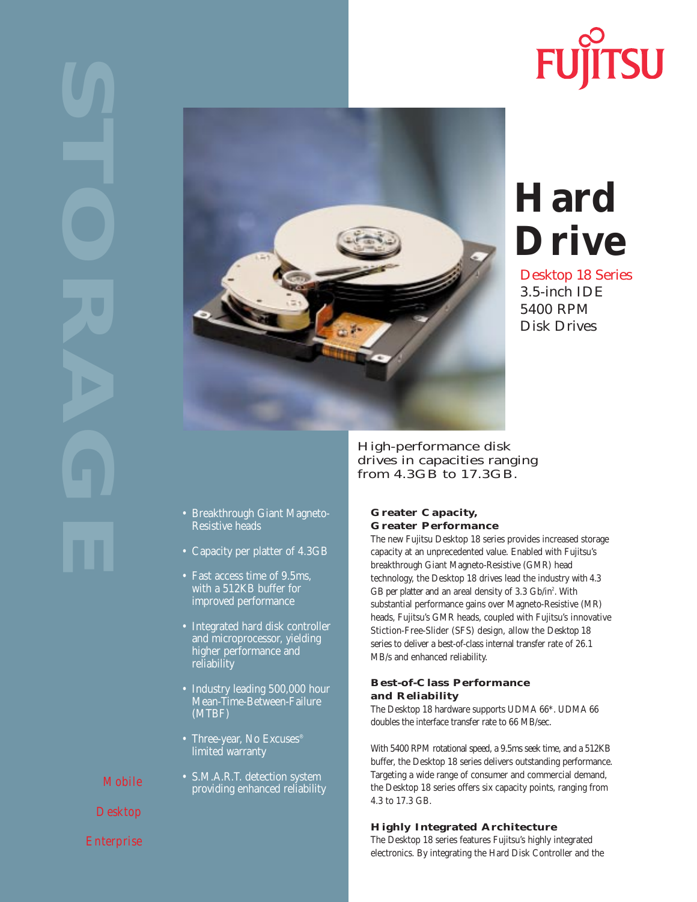FUJITSU

STORAGE

# Hard Drive

## Desktop 18 Series
3.5-inch IDE
5400 RPM
Disk Drives

High-performance disk drives in capacities ranging from 4.3GB to 17.3GB.

- Breakthrough Giant Magneto-Resistive heads
- Capacity per platter of 4.3GB
- Fast access time of 9.5ms, with a 512KB buffer for improved performance
- Integrated hard disk controller and microprocessor, yielding higher performance and reliability
- Industry leading 500,000 hour Mean-Time-Between-Failure (MTBF)
- Three-year, No Excuses® limited warranty
- S.M.A.R.T. detection system providing enhanced reliability

Mobile

Desktop

Enterprise

### Greater Capacity, Greater Performance

The new Fujitsu Desktop 18 series provides increased storage capacity at an unprecedented value. Enabled with Fujitsu's breakthrough Giant Magneto-Resistive (GMR) head technology, the Desktop 18 drives lead the industry with 4.3 GB per platter and an areal density of 3.3 Gb/in². With substantial performance gains over Magneto-Resistive (MR) heads, Fujitsu's GMR heads, coupled with Fujitsu's innovative Stiction-Free-Slider (SFS) design, allow the Desktop 18 series to deliver a best-of-class internal transfer rate of 26.1 MB/s and enhanced reliability.

### Best-of-Class Performance and Reliability

The Desktop 18 hardware supports UDMA 66*. UDMA 66 doubles the interface transfer rate to 66 MB/sec.

With 5400 RPM rotational speed, a 9.5ms seek time, and a 512KB buffer, the Desktop 18 series delivers outstanding performance. Targeting a wide range of consumer and commercial demand, the Desktop 18 series offers six capacity points, ranging from 4.3 to 17.3 GB.

### Highly Integrated Architecture

The Desktop 18 series features Fujitsu's highly integrated electronics. By integrating the Hard Disk Controller and the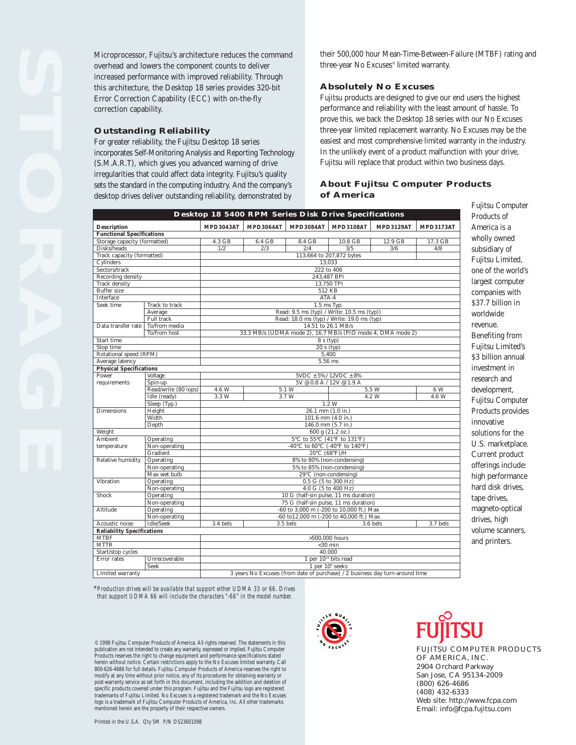Microprocessor, Fujitsu's architecture reduces the command overhead and lowers the component counts to deliver increased performance with improved reliability. Through this architecture, the Desktop 18 series provides 320-bit Error Correction Capability (ECC) with on-the-fly correction capability.

## Outstanding Reliability

For greater reliability, the Fujitsu Desktop 18 series incorporates Self-Monitoring Analysis and Reporting Technology (S.M.A.R.T), which gives you advanced warning of drive irregularities that could affect data integrity. Fujitsu's quality sets the standard in the computing industry. And the company's desktop drives deliver outstanding reliability, demonstrated by their 500,000 hour Mean-Time-Between-Failure (MTBF) rating and three-year No Excuses® limited warranty.

## Absolutely No Excuses

Fujitsu products are designed to give our end users the highest performance and reliability with the least amount of hassle. To prove this, we back the Desktop 18 series with our No Excuses three-year limited replacement warranty. No Excuses may be the easiest and most comprehensive limited warranty in the industry. In the unlikely event of a product malfunction with your drive, Fujitsu will replace that product within two business days.

## About Fujitsu Computer Products of America

Fujitsu Computer Products of America is a wholly owned subsidiary of Fujitsu Limited, one of the world's largest computer companies with $37.7 billion in worldwide revenue. Benefiting from Fujitsu Limited's $3 billion annual investment in research and development, Fujitsu Computer Products provides innovative solutions for the U.S. marketplace. Current product offerings include: high performance hard disk drives, tape drives, magneto-optical drives, high volume scanners, and printers.

### Desktop 18 5400 RPM Series Disk Drive Specifications

| Description | | MPD3043AT | MPD3064AT | MPD3084AT | MPD3108AT | MPD3129AT | MPD3173AT |
|---|---|---|---|---|---|---|---|
| **Functional Specifications** | | | | | | | |
| Storage capacity (formatted) | | 4.3 GB | 6.4 GB | 8.4 GB | 10.8 GB | 12.9 GB | 17.3 GB |
| Disks/heads | | 1/2 | 2/3 | 2/4 | 3/5 | 3/6 | 4/8 |
| Track capacity (formatted) | | 113,664 to 207,872 bytes | | | | | |
| Cylinders | | 13,033 | | | | | |
| Sectors/track | | 222 to 406 | | | | | |
| Recording density | | 243,487 BPI | | | | | |
| Track density | | 13,750 TPI | | | | | |
| Buffer size | | 512 KB | | | | | |
| Interface | | ATA-4 | | | | | |
| Seek time | Track to track | 1.5 ms Typ. | | | | | |
| | Average | Read: 9.5 ms (typ) / Write: 10.5 ms (typ)) | | | | | |
| | Full track | Read: 18.0 ms (typ) / Write: 19.0 ms (typ) | | | | | |
| Data transfer rate | To/from media | 14.51 to 26.1 MB/s | | | | | |
| | To/from host | 33.3 MB/s (UDMA mode 2), 16.7 MB/s (PIO mode 4, DMA mode 2) | | | | | |
| Start time | | 8 s (typ) | | | | | |
| Stop time | | 20 s (typ) | | | | | |
| Rotational speed (RPM) | | 5,400 | | | | | |
| Average latency | | 5.56 ms | | | | | |
| **Physical Specifications** | | | | | | | |
| Power requirements | Voltage | 5VDC ±5%/12VDC ±8% | | | | | |
| | Spin-up | 5V @0.8 A / 12V @1.9 A | | | | | |
| | Read/write (80 iops) | 4.6 W | 5.1 W | | 5.5 W | | 6 W |
| | Idle (ready) | 3.3 W | 3.7 W | | 4.2 W | | 4.6 W |
| | Sleep (Typ.) | 1.2 W | | | | | |
| Dimensions | Height | 26.1 mm (1.0 in.) | | | | | |
| | Width | 101.6 mm (4.0 in.) | | | | | |
| | Depth | 146.0 mm (5.7 in.) | | | | | |
| Weight | | 600 g (21.2 oz.) | | | | | |
| Ambient temperature | Operating | 5°C to 55°C (41°F to 131°F) | | | | | |
| | Non-operating | -40°C to 60°C (-40°F to 140°F) | | | | | |
| | Gradient | 20°C (68°F)/H | | | | | |
| Relative humidity | Operating | 8% to 80% (non-condensing) | | | | | |
| | Non-operating | 5% to 85% (non-condensing) | | | | | |
| | Max wet bulb | 29°C (non-condensing) | | | | | |
| Vibration | Operating | 0.5 G (5 to 300 Hz) | | | | | |
| | Non-operating | 4.0 G (5 to 400 Hz) | | | | | |
| Shock | Operating | 10 G (half-sin pulse, 11 ms duration) | | | | | |
| | Non-operating | 75 G (half-sin pulse, 11 ms duration) | | | | | |
| Altitude | Operating | -60 to 3,000 m (-200 to 10,000 ft.) Max | | | | | |
| | Non-operating | -60 to12,000 m (-200 to 40,000 ft.) Max | | | | | |
| Acoustic noise | Idle/Seek | 3.4 bels | 3.5 bels | | 3.6 bels | | 3.7 bels |
| **Reliability Specifications** | | | | | | | |
| MTBF | | >500,000 hours | | | | | |
| MTTR | | <30 min | | | | | |
| Start/stop cycles | | 40,000 | | | | | |
| Error rates | Unrecoverable | 1 per $10^{14}$ bits read | | | | | |
| | Seek | 1 per $10^{6}$ seeks | | | | | |
| Limited warranty | | 3 years No Excuses (from date of purchase) / 2 business day turn-around time | | | | | |

**Production drives will be available that support either UDMA 33 or 66. Drives that support UDMA 66 will include the characters "-66" in the model number.*

© 1998 Fujitsu Computer Products of America. All rights reserved. The statements in this publication are not intended to create any warranty, expressed or implied. Fujitsu Computer Products reserves the right to change equipment and performance specifications stated herein without notice. Certain restrictions apply to the No Excuses limited warranty. Call 800-626-4686 for full details. Fujitsu Computer Products of America reserves the right to modify at any time without prior notice, any of its procedures for obtaining warranty or post-warranty service as set forth in this document, including the addition and deletion of specific products covered under this program. Fujitsu and the Fujitsu logo are registered trademarks of Fujitsu Limited. No Excuses is a registered trademark and the No Excuses logo is a trademark of Fujitsu Computer Products of America, Inc. All other trademarks mentioned herein are the property of their respective owners.

Printed in the U.S.A. Qty 5M P/N DS23601098

FUJITSU COMPUTER PRODUCTS OF AMERICA, INC.
2904 Orchard Parkway
San Jose, CA 95134-2009
(800) 626-4686
(408) 432-6333
Web site: http://www.fcpa.com
Email: info@fcpa.fujitsu.com